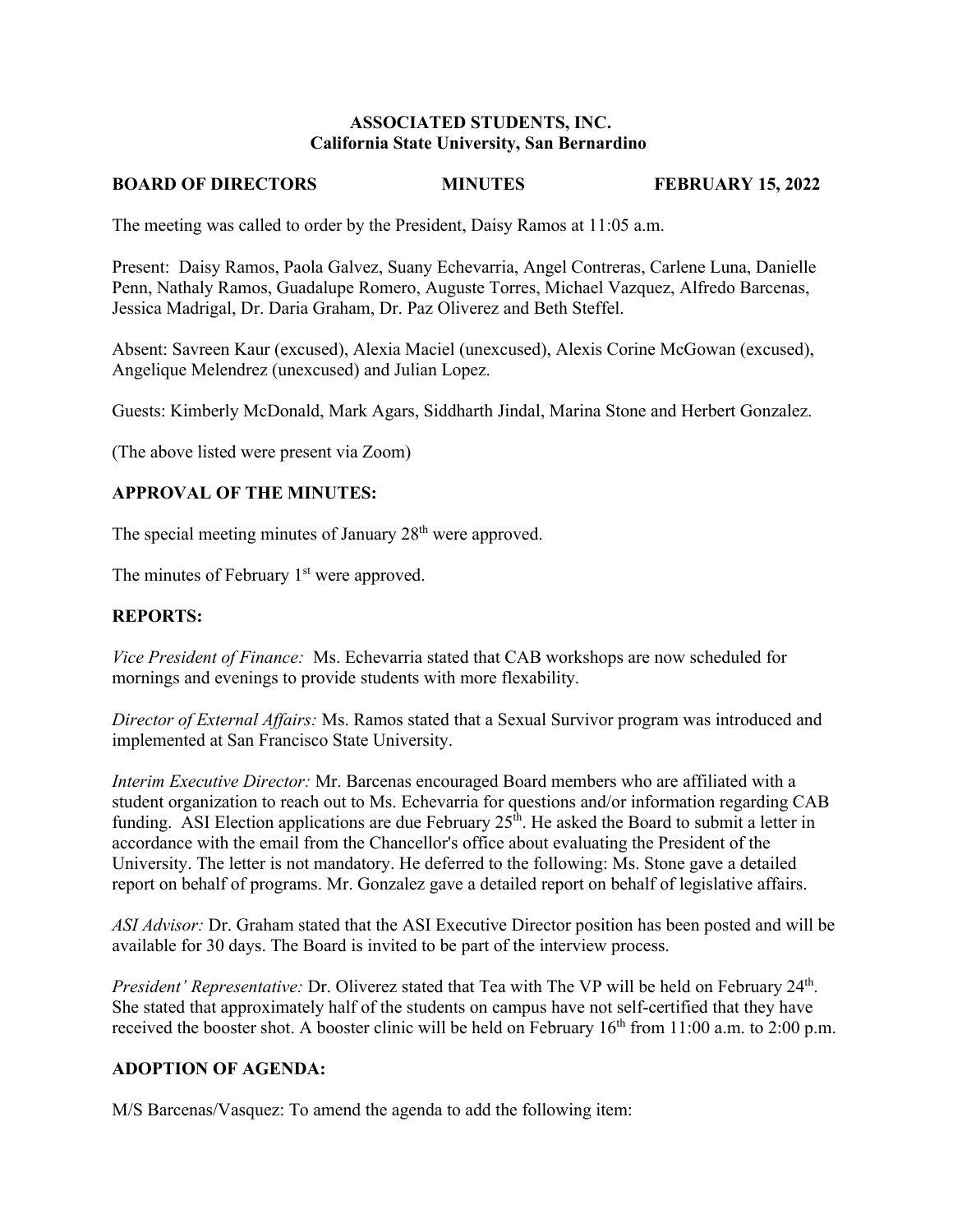**ASSOCIATED STUDENTS, INC.**
**California State University, San Bernardino**

**BOARD OF DIRECTORS MINUTES FEBRUARY 15, 2022**

The meeting was called to order by the President, Daisy Ramos at 11:05 a.m.

Present: Daisy Ramos, Paola Galvez, Suany Echevarria, Angel Contreras, Carlene Luna, Danielle Penn, Nathaly Ramos, Guadalupe Romero, Auguste Torres, Michael Vazquez, Alfredo Barcenas, Jessica Madrigal, Dr. Daria Graham, Dr. Paz Oliverez and Beth Steffel.

Absent: Savreen Kaur (excused), Alexia Maciel (unexcused), Alexis Corine McGowan (excused), Angelique Melendrez (unexcused) and Julian Lopez.

Guests: Kimberly McDonald, Mark Agars, Siddharth Jindal, Marina Stone and Herbert Gonzalez.

(The above listed were present via Zoom)

## APPROVAL OF THE MINUTES:

The special meeting minutes of January 28th were approved.

The minutes of February 1st were approved.

## REPORTS:

*Vice President of Finance:* Ms. Echevarria stated that CAB workshops are now scheduled for mornings and evenings to provide students with more flexability.

*Director of External Affairs:* Ms. Ramos stated that a Sexual Survivor program was introduced and implemented at San Francisco State University.

*Interim Executive Director:* Mr. Barcenas encouraged Board members who are affiliated with a student organization to reach out to Ms. Echevarria for questions and/or information regarding CAB funding. ASI Election applications are due February 25th. He asked the Board to submit a letter in accordance with the email from the Chancellor's office about evaluating the President of the University. The letter is not mandatory. He deferred to the following: Ms. Stone gave a detailed report on behalf of programs. Mr. Gonzalez gave a detailed report on behalf of legislative affairs.

*ASI Advisor:* Dr. Graham stated that the ASI Executive Director position has been posted and will be available for 30 days. The Board is invited to be part of the interview process.

*President' Representative:* Dr. Oliverez stated that Tea with The VP will be held on February 24th. She stated that approximately half of the students on campus have not self-certified that they have received the booster shot. A booster clinic will be held on February 16th from 11:00 a.m. to 2:00 p.m.

## ADOPTION OF AGENDA:

M/S Barcenas/Vasquez: To amend the agenda to add the following item: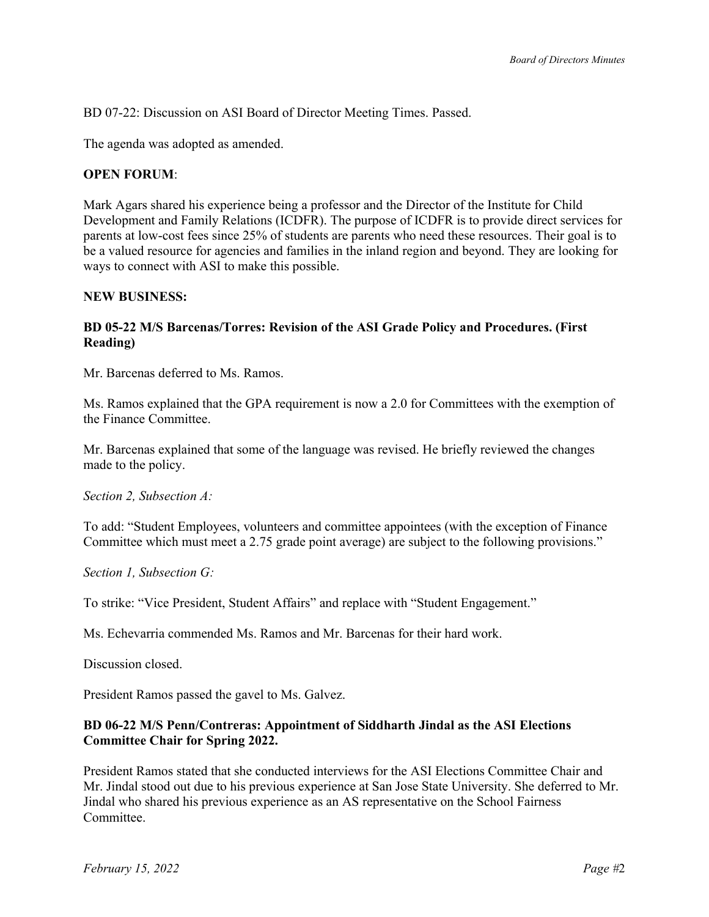BD 07-22: Discussion on ASI Board of Director Meeting Times. Passed.

The agenda was adopted as amended.

**OPEN FORUM**:

Mark Agars shared his experience being a professor and the Director of the Institute for Child Development and Family Relations (ICDFR). The purpose of ICDFR is to provide direct services for parents at low-cost fees since 25% of students are parents who need these resources. Their goal is to be a valued resource for agencies and families in the inland region and beyond. They are looking for ways to connect with ASI to make this possible.

**NEW BUSINESS:**

**BD 05-22 M/S Barcenas/Torres: Revision of the ASI Grade Policy and Procedures. (First Reading)**

Mr. Barcenas deferred to Ms. Ramos.

Ms. Ramos explained that the GPA requirement is now a 2.0 for Committees with the exemption of the Finance Committee.

Mr. Barcenas explained that some of the language was revised. He briefly reviewed the changes made to the policy.

*Section 2, Subsection A:*

To add: "Student Employees, volunteers and committee appointees (with the exception of Finance Committee which must meet a 2.75 grade point average) are subject to the following provisions."

*Section 1, Subsection G:*

To strike: "Vice President, Student Affairs" and replace with "Student Engagement."

Ms. Echevarria commended Ms. Ramos and Mr. Barcenas for their hard work.

Discussion closed.

President Ramos passed the gavel to Ms. Galvez.

**BD 06-22 M/S Penn/Contreras: Appointment of Siddharth Jindal as the ASI Elections Committee Chair for Spring 2022.**

President Ramos stated that she conducted interviews for the ASI Elections Committee Chair and Mr. Jindal stood out due to his previous experience at San Jose State University. She deferred to Mr. Jindal who shared his previous experience as an AS representative on the School Fairness Committee.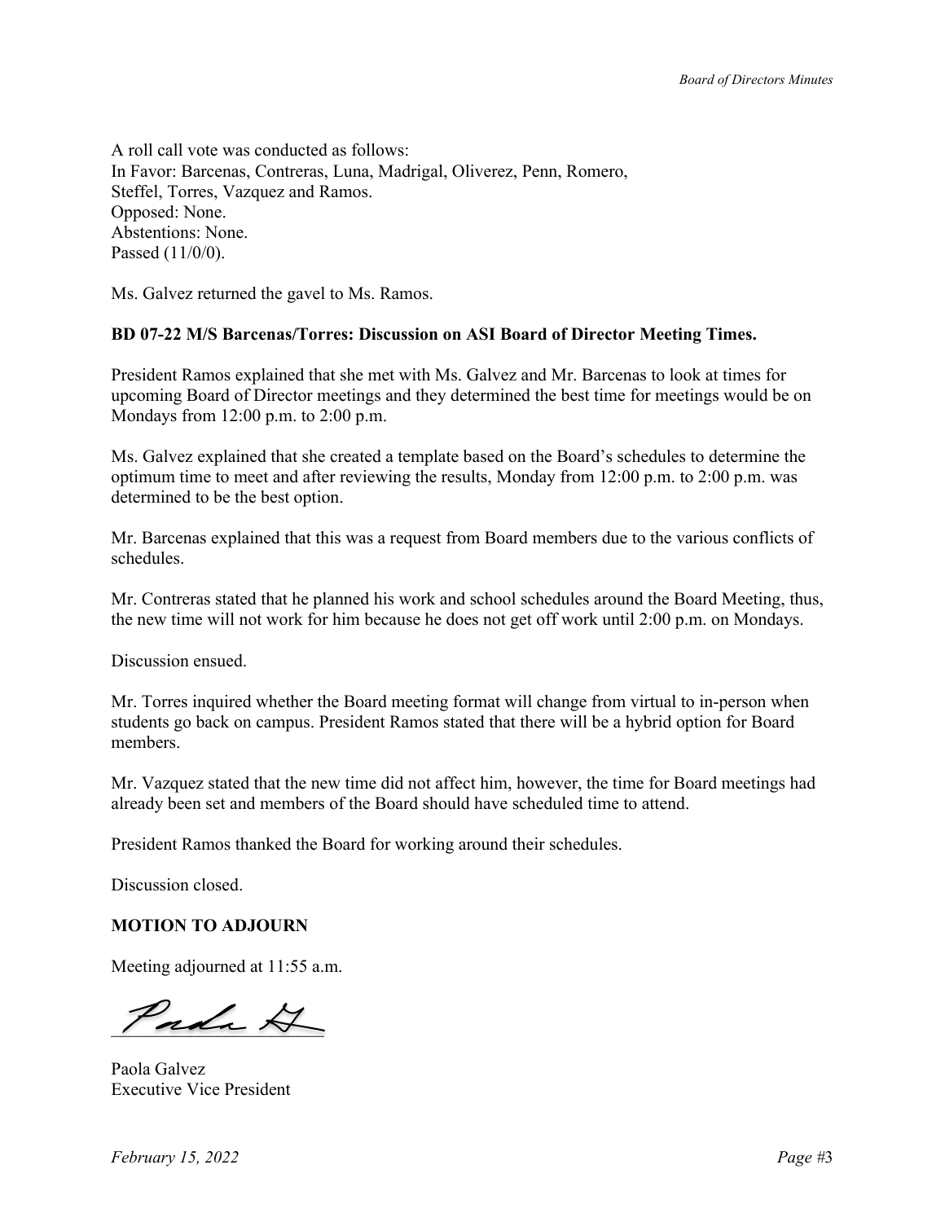A roll call vote was conducted as follows:
In Favor: Barcenas, Contreras, Luna, Madrigal, Oliverez, Penn, Romero,
Steffel, Torres, Vazquez and Ramos.
Opposed: None.
Abstentions: None.
Passed (11/0/0).

Ms. Galvez returned the gavel to Ms. Ramos.

**BD 07-22 M/S Barcenas/Torres: Discussion on ASI Board of Director Meeting Times.**

President Ramos explained that she met with Ms. Galvez and Mr. Barcenas to look at times for upcoming Board of Director meetings and they determined the best time for meetings would be on Mondays from 12:00 p.m. to 2:00 p.m.

Ms. Galvez explained that she created a template based on the Board's schedules to determine the optimum time to meet and after reviewing the results, Monday from 12:00 p.m. to 2:00 p.m. was determined to be the best option.

Mr. Barcenas explained that this was a request from Board members due to the various conflicts of schedules.

Mr. Contreras stated that he planned his work and school schedules around the Board Meeting, thus, the new time will not work for him because he does not get off work until 2:00 p.m. on Mondays.

Discussion ensued.

Mr. Torres inquired whether the Board meeting format will change from virtual to in-person when students go back on campus. President Ramos stated that there will be a hybrid option for Board members.

Mr. Vazquez stated that the new time did not affect him, however, the time for Board meetings had already been set and members of the Board should have scheduled time to attend.

President Ramos thanked the Board for working around their schedules.

Discussion closed.

**MOTION TO ADJOURN**

Meeting adjourned at 11:55 a.m.

Paola Galvez
Executive Vice President

*February 15, 2022*